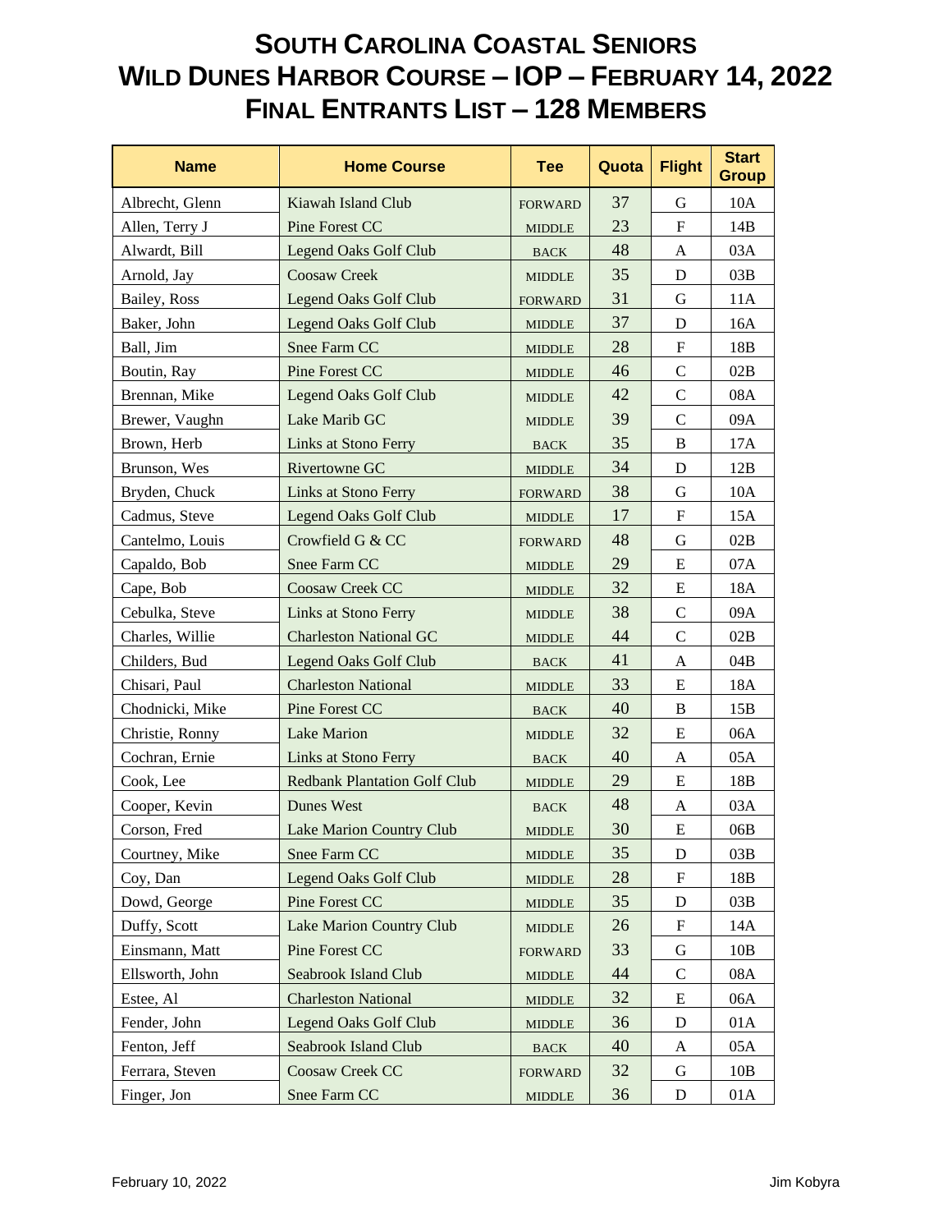# South Carolina Coastal Seniors
# Wild Dunes Harbor Course – IOP – February 14, 2022
# Final Entrants List – 128 Members

| Name | Home Course | Tee | Quota | Flight | Start Group |
|---|---|---|---|---|---|
| Albrecht, Glenn | Kiawah Island Club | FORWARD | 37 | G | 10A |
| Allen, Terry J | Pine Forest CC | MIDDLE | 23 | F | 14B |
| Alwardt, Bill | Legend Oaks Golf Club | BACK | 48 | A | 03A |
| Arnold, Jay | Coosaw Creek | MIDDLE | 35 | D | 03B |
| Bailey, Ross | Legend Oaks Golf Club | FORWARD | 31 | G | 11A |
| Baker, John | Legend Oaks Golf Club | MIDDLE | 37 | D | 16A |
| Ball, Jim | Snee Farm CC | MIDDLE | 28 | F | 18B |
| Boutin, Ray | Pine Forest CC | MIDDLE | 46 | C | 02B |
| Brennan, Mike | Legend Oaks Golf Club | MIDDLE | 42 | C | 08A |
| Brewer, Vaughn | Lake Marib GC | MIDDLE | 39 | C | 09A |
| Brown, Herb | Links at Stono Ferry | BACK | 35 | B | 17A |
| Brunson, Wes | Rivertowne GC | MIDDLE | 34 | D | 12B |
| Bryden, Chuck | Links at Stono Ferry | FORWARD | 38 | G | 10A |
| Cadmus, Steve | Legend Oaks Golf Club | MIDDLE | 17 | F | 15A |
| Cantelmo, Louis | Crowfield G & CC | FORWARD | 48 | G | 02B |
| Capaldo, Bob | Snee Farm CC | MIDDLE | 29 | E | 07A |
| Cape, Bob | Coosaw Creek CC | MIDDLE | 32 | E | 18A |
| Cebulka, Steve | Links at Stono Ferry | MIDDLE | 38 | C | 09A |
| Charles, Willie | Charleston National GC | MIDDLE | 44 | C | 02B |
| Childers, Bud | Legend Oaks Golf Club | BACK | 41 | A | 04B |
| Chisari, Paul | Charleston National | MIDDLE | 33 | E | 18A |
| Chodnicki, Mike | Pine Forest CC | BACK | 40 | B | 15B |
| Christie, Ronny | Lake Marion | MIDDLE | 32 | E | 06A |
| Cochran, Ernie | Links at Stono Ferry | BACK | 40 | A | 05A |
| Cook, Lee | Redbank Plantation Golf Club | MIDDLE | 29 | E | 18B |
| Cooper, Kevin | Dunes West | BACK | 48 | A | 03A |
| Corson, Fred | Lake Marion Country Club | MIDDLE | 30 | E | 06B |
| Courtney, Mike | Snee Farm CC | MIDDLE | 35 | D | 03B |
| Coy, Dan | Legend Oaks Golf Club | MIDDLE | 28 | F | 18B |
| Dowd, George | Pine Forest CC | MIDDLE | 35 | D | 03B |
| Duffy, Scott | Lake Marion Country Club | MIDDLE | 26 | F | 14A |
| Einsmann, Matt | Pine Forest CC | FORWARD | 33 | G | 10B |
| Ellsworth, John | Seabrook Island Club | MIDDLE | 44 | C | 08A |
| Estee, Al | Charleston National | MIDDLE | 32 | E | 06A |
| Fender, John | Legend Oaks Golf Club | MIDDLE | 36 | D | 01A |
| Fenton, Jeff | Seabrook Island Club | BACK | 40 | A | 05A |
| Ferrara, Steven | Coosaw Creek CC | FORWARD | 32 | G | 10B |
| Finger, Jon | Snee Farm CC | MIDDLE | 36 | D | 01A |

February 10, 2022 Jim Kobyra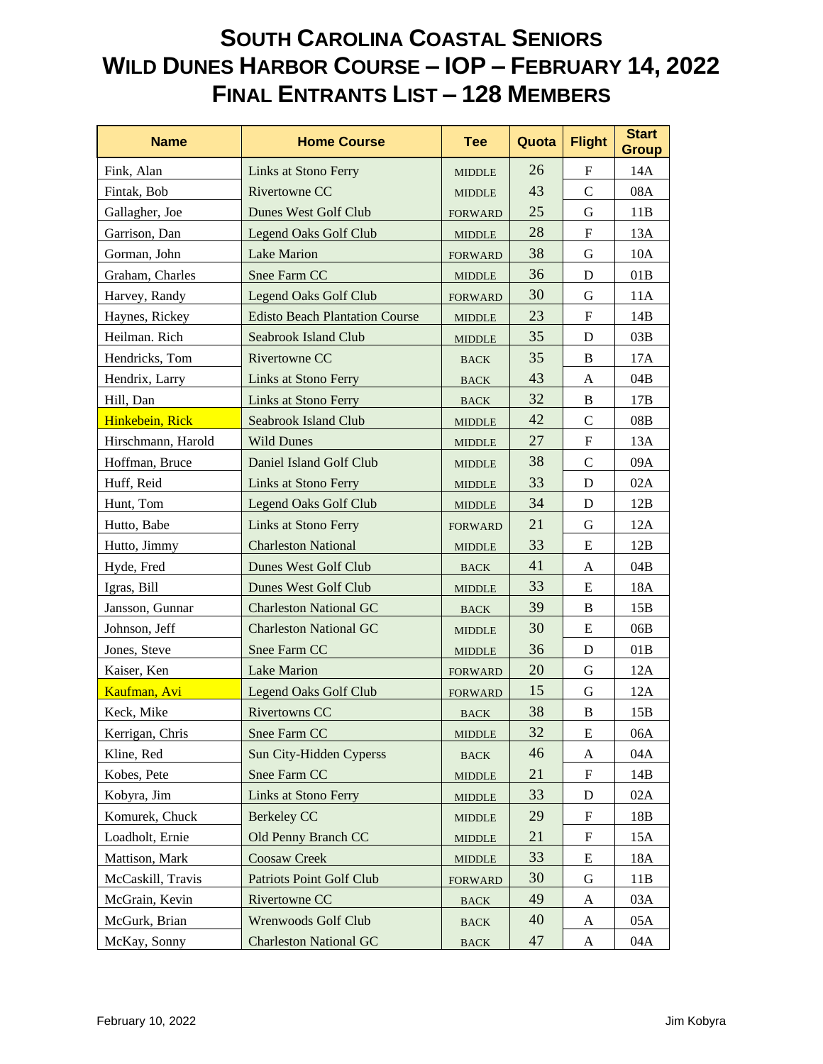# SOUTH CAROLINA COASTAL SENIORS
# WILD DUNES HARBOR COURSE – IOP – FEBRUARY 14, 2022
# FINAL ENTRANTS LIST – 128 MEMBERS

| Name | Home Course | Tee | Quota | Flight | Start Group |
|---|---|---|---|---|---|
| Fink, Alan | Links at Stono Ferry | MIDDLE | 26 | F | 14A |
| Fintak, Bob | Rivertowne CC | MIDDLE | 43 | C | 08A |
| Gallagher, Joe | Dunes West Golf Club | FORWARD | 25 | G | 11B |
| Garrison, Dan | Legend Oaks Golf Club | MIDDLE | 28 | F | 13A |
| Gorman, John | Lake Marion | FORWARD | 38 | G | 10A |
| Graham, Charles | Snee Farm CC | MIDDLE | 36 | D | 01B |
| Harvey, Randy | Legend Oaks Golf Club | FORWARD | 30 | G | 11A |
| Haynes, Rickey | Edisto Beach Plantation Course | MIDDLE | 23 | F | 14B |
| Heilman. Rich | Seabrook Island Club | MIDDLE | 35 | D | 03B |
| Hendricks, Tom | Rivertowne CC | BACK | 35 | B | 17A |
| Hendrix, Larry | Links at Stono Ferry | BACK | 43 | A | 04B |
| Hill, Dan | Links at Stono Ferry | BACK | 32 | B | 17B |
| Hinkebein, Rick | Seabrook Island Club | MIDDLE | 42 | C | 08B |
| Hirschmann, Harold | Wild Dunes | MIDDLE | 27 | F | 13A |
| Hoffman, Bruce | Daniel Island Golf Club | MIDDLE | 38 | C | 09A |
| Huff, Reid | Links at Stono Ferry | MIDDLE | 33 | D | 02A |
| Hunt, Tom | Legend Oaks Golf Club | MIDDLE | 34 | D | 12B |
| Hutto, Babe | Links at Stono Ferry | FORWARD | 21 | G | 12A |
| Hutto, Jimmy | Charleston National | MIDDLE | 33 | E | 12B |
| Hyde, Fred | Dunes West Golf Club | BACK | 41 | A | 04B |
| Igras, Bill | Dunes West Golf Club | MIDDLE | 33 | E | 18A |
| Jansson, Gunnar | Charleston National GC | BACK | 39 | B | 15B |
| Johnson, Jeff | Charleston National GC | MIDDLE | 30 | E | 06B |
| Jones, Steve | Snee Farm CC | MIDDLE | 36 | D | 01B |
| Kaiser, Ken | Lake Marion | FORWARD | 20 | G | 12A |
| Kaufman, Avi | Legend Oaks Golf Club | FORWARD | 15 | G | 12A |
| Keck, Mike | Rivertowns CC | BACK | 38 | B | 15B |
| Kerrigan, Chris | Snee Farm CC | MIDDLE | 32 | E | 06A |
| Kline, Red | Sun City-Hidden Cyperss | BACK | 46 | A | 04A |
| Kobes, Pete | Snee Farm CC | MIDDLE | 21 | F | 14B |
| Kobyra, Jim | Links at Stono Ferry | MIDDLE | 33 | D | 02A |
| Komurek, Chuck | Berkeley CC | MIDDLE | 29 | F | 18B |
| Loadholt, Ernie | Old Penny Branch CC | MIDDLE | 21 | F | 15A |
| Mattison, Mark | Coosaw Creek | MIDDLE | 33 | E | 18A |
| McCaskill, Travis | Patriots Point Golf Club | FORWARD | 30 | G | 11B |
| McGrain, Kevin | Rivertowne CC | BACK | 49 | A | 03A |
| McGurk, Brian | Wrenwoods Golf Club | BACK | 40 | A | 05A |
| McKay, Sonny | Charleston National GC | BACK | 47 | A | 04A |

February 10, 2022 Jim Kobyra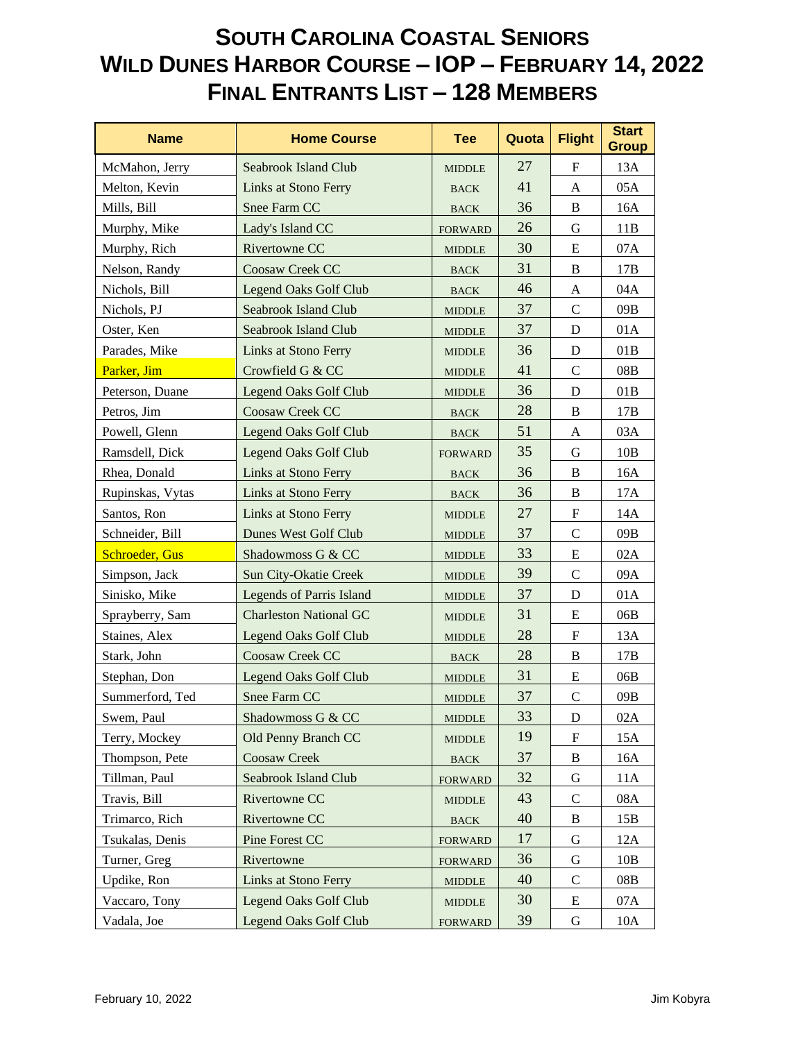# South Carolina Coastal Seniors
# Wild Dunes Harbor Course – IOP – February 14, 2022
# Final Entrants List – 128 Members

| Name | Home Course | Tee | Quota | Flight | Start Group |
|---|---|---|---|---|---|
| McMahon, Jerry | Seabrook Island Club | MIDDLE | 27 | F | 13A |
| Melton, Kevin | Links at Stono Ferry | BACK | 41 | A | 05A |
| Mills, Bill | Snee Farm CC | BACK | 36 | B | 16A |
| Murphy, Mike | Lady's Island CC | FORWARD | 26 | G | 11B |
| Murphy, Rich | Rivertowne CC | MIDDLE | 30 | E | 07A |
| Nelson, Randy | Coosaw Creek CC | BACK | 31 | B | 17B |
| Nichols, Bill | Legend Oaks Golf Club | BACK | 46 | A | 04A |
| Nichols, PJ | Seabrook Island Club | MIDDLE | 37 | C | 09B |
| Oster, Ken | Seabrook Island Club | MIDDLE | 37 | D | 01A |
| Parades, Mike | Links at Stono Ferry | MIDDLE | 36 | D | 01B |
| Parker, Jim | Crowfield G & CC | MIDDLE | 41 | C | 08B |
| Peterson, Duane | Legend Oaks Golf Club | MIDDLE | 36 | D | 01B |
| Petros, Jim | Coosaw Creek CC | BACK | 28 | B | 17B |
| Powell, Glenn | Legend Oaks Golf Club | BACK | 51 | A | 03A |
| Ramsdell, Dick | Legend Oaks Golf Club | FORWARD | 35 | G | 10B |
| Rhea, Donald | Links at Stono Ferry | BACK | 36 | B | 16A |
| Rupinskas, Vytas | Links at Stono Ferry | BACK | 36 | B | 17A |
| Santos, Ron | Links at Stono Ferry | MIDDLE | 27 | F | 14A |
| Schneider, Bill | Dunes West Golf Club | MIDDLE | 37 | C | 09B |
| Schroeder, Gus | Shadowmoss G & CC | MIDDLE | 33 | E | 02A |
| Simpson, Jack | Sun City-Okatie Creek | MIDDLE | 39 | C | 09A |
| Sinisko, Mike | Legends of Parris Island | MIDDLE | 37 | D | 01A |
| Sprayberry, Sam | Charleston National GC | MIDDLE | 31 | E | 06B |
| Staines, Alex | Legend Oaks Golf Club | MIDDLE | 28 | F | 13A |
| Stark, John | Coosaw Creek CC | BACK | 28 | B | 17B |
| Stephan, Don | Legend Oaks Golf Club | MIDDLE | 31 | E | 06B |
| Summerford, Ted | Snee Farm CC | MIDDLE | 37 | C | 09B |
| Swem, Paul | Shadowmoss G & CC | MIDDLE | 33 | D | 02A |
| Terry, Mockey | Old Penny Branch CC | MIDDLE | 19 | F | 15A |
| Thompson, Pete | Coosaw Creek | BACK | 37 | B | 16A |
| Tillman, Paul | Seabrook Island Club | FORWARD | 32 | G | 11A |
| Travis, Bill | Rivertowne CC | MIDDLE | 43 | C | 08A |
| Trimarco, Rich | Rivertowne CC | BACK | 40 | B | 15B |
| Tsukalas, Denis | Pine Forest CC | FORWARD | 17 | G | 12A |
| Turner, Greg | Rivertowne | FORWARD | 36 | G | 10B |
| Updike, Ron | Links at Stono Ferry | MIDDLE | 40 | C | 08B |
| Vaccaro, Tony | Legend Oaks Golf Club | MIDDLE | 30 | E | 07A |
| Vadala, Joe | Legend Oaks Golf Club | FORWARD | 39 | G | 10A |

February 10, 2022 Jim Kobyra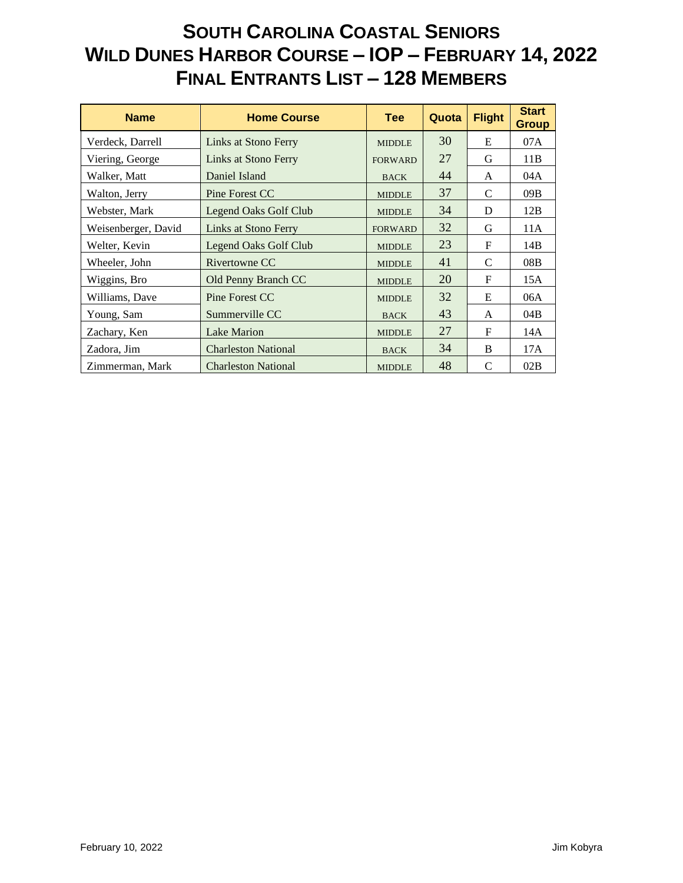# SOUTH CAROLINA COASTAL SENIORS
# WILD DUNES HARBOR COURSE – IOP – FEBRUARY 14, 2022
# FINAL ENTRANTS LIST – 128 MEMBERS

| Name | Home Course | Tee | Quota | Flight | Start Group |
|---|---|---|---|---|---|
| Verdeck, Darrell | Links at Stono Ferry | MIDDLE | 30 | E | 07A |
| Viering, George | Links at Stono Ferry | FORWARD | 27 | G | 11B |
| Walker, Matt | Daniel Island | BACK | 44 | A | 04A |
| Walton, Jerry | Pine Forest CC | MIDDLE | 37 | C | 09B |
| Webster, Mark | Legend Oaks Golf Club | MIDDLE | 34 | D | 12B |
| Weisenberger, David | Links at Stono Ferry | FORWARD | 32 | G | 11A |
| Welter, Kevin | Legend Oaks Golf Club | MIDDLE | 23 | F | 14B |
| Wheeler, John | Rivertowne CC | MIDDLE | 41 | C | 08B |
| Wiggins, Bro | Old Penny Branch CC | MIDDLE | 20 | F | 15A |
| Williams, Dave | Pine Forest CC | MIDDLE | 32 | E | 06A |
| Young, Sam | Summerville CC | BACK | 43 | A | 04B |
| Zachary, Ken | Lake Marion | MIDDLE | 27 | F | 14A |
| Zadora, Jim | Charleston National | BACK | 34 | B | 17A |
| Zimmerman, Mark | Charleston National | MIDDLE | 48 | C | 02B |

February 10, 2022 Jim Kobyra